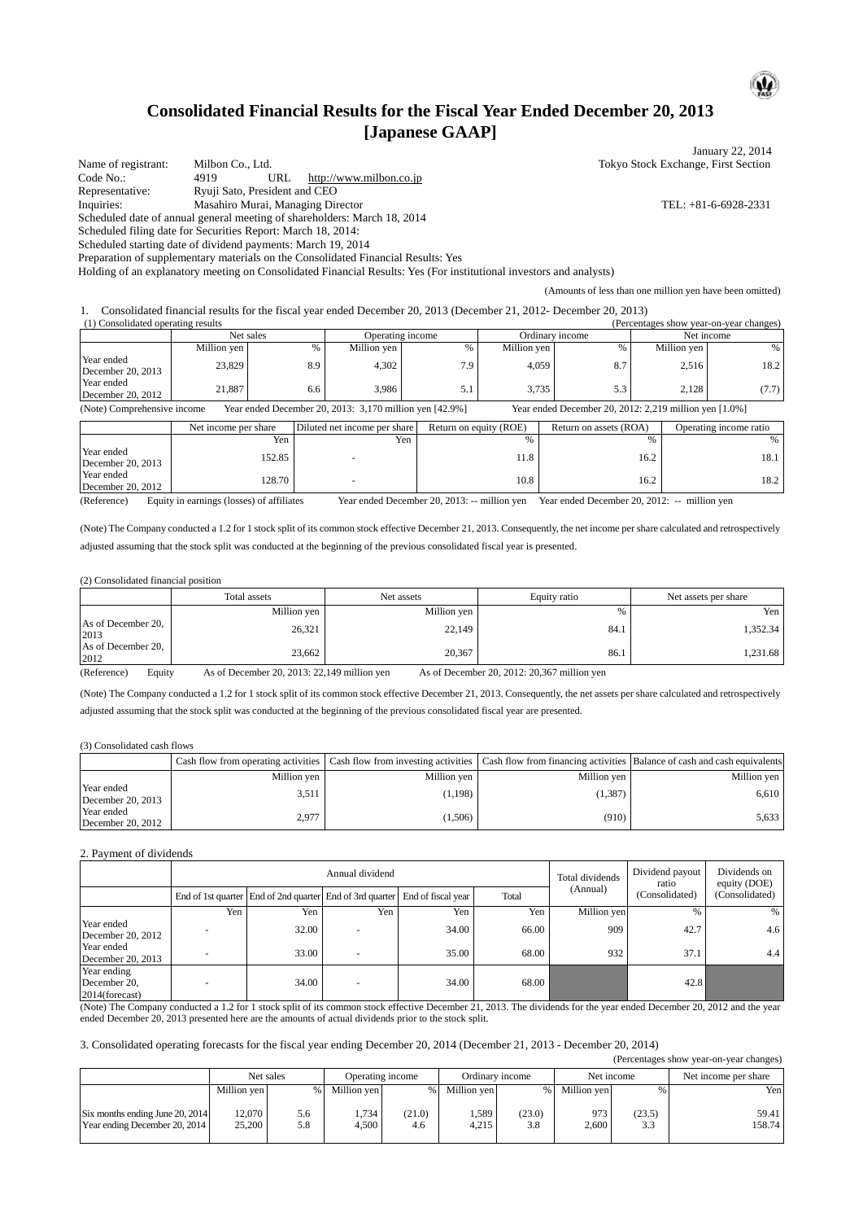# Consolidated Financial Results for the Fiscal Year Ended December 20, 2013 [Japanese GAAP]

January 22, 2014

Name of registrant: Milbon Co., Ltd. Tokyo Stock Exchange, First Section
Code No.: 4919 URL http://www.milbon.co.jp
Representative: Ryuji Sato, President and CEO
Inquiries: Masahiro Murai, Managing Director TEL: +81-6-6928-2331
Scheduled date of annual general meeting of shareholders: March 18, 2014
Scheduled filing date for Securities Report: March 18, 2014:
Scheduled starting date of dividend payments: March 19, 2014
Preparation of supplementary materials on the Consolidated Financial Results: Yes
Holding of an explanatory meeting on Consolidated Financial Results: Yes (For institutional investors and analysts)

(Amounts of less than one million yen have been omitted)

1. Consolidated financial results for the fiscal year ended December 20, 2013 (December 21, 2012- December 20, 2013)

(1) Consolidated operating results (Percentages show year-on-year changes)

| | Net sales | | Operating income | | Ordinary income | | Net income | |
|---|---|---|---|---|---|---|---|---|
| | Million yen | % | Million yen | % | Million yen | % | Million yen | % |
| Year ended December 20, 2013 | 23,829 | 8.9 | 4,302 | 7.9 | 4,059 | 8.7 | 2,516 | 18.2 |
| Year ended December 20, 2012 | 21,887 | 6.6 | 3,986 | 5.1 | 3,735 | 5.3 | 2,128 | (7.7) |

(Note) Comprehensive income Year ended December 20, 2013: 3,170 million yen [42.9%] Year ended December 20, 2012: 2,219 million yen [1.0%]

| | Net income per share | Diluted net income per share | Return on equity (ROE) | Return on assets (ROA) | Operating income ratio |
|---|---|---|---|---|---|
| | Yen | Yen | % | % | % |
| Year ended December 20, 2013 | 152.85 | - | 11.8 | 16.2 | 18.1 |
| Year ended December 20, 2012 | 128.70 | - | 10.8 | 16.2 | 18.2 |

(Reference) Equity in earnings (losses) of affiliates Year ended December 20, 2013: -- million yen Year ended December 20, 2012: -- million yen

(Note) The Company conducted a 1.2 for 1 stock split of its common stock effective December 21, 2013. Consequently, the net income per share calculated and retrospectively adjusted assuming that the stock split was conducted at the beginning of the previous consolidated fiscal year is presented.

(2) Consolidated financial position

| | Total assets | Net assets | Equity ratio | Net assets per share |
|---|---|---|---|---|
| | Million yen | Million yen | % | Yen |
| As of December 20, 2013 | 26,321 | 22,149 | 84.1 | 1,352.34 |
| As of December 20, 2012 | 23,662 | 20,367 | 86.1 | 1,231.68 |

(Reference) Equity As of December 20, 2013: 22,149 million yen As of December 20, 2012: 20,367 million yen

(Note) The Company conducted a 1.2 for 1 stock split of its common stock effective December 21, 2013. Consequently, the net assets per share calculated and retrospectively adjusted assuming that the stock split was conducted at the beginning of the previous consolidated fiscal year are presented.

(3) Consolidated cash flows

| | Cash flow from operating activities | Cash flow from investing activities | Cash flow from financing activities | Balance of cash and cash equivalents |
|---|---|---|---|---|
| | Million yen | Million yen | Million yen | Million yen |
| Year ended December 20, 2013 | 3,511 | (1,198) | (1,387) | 6,610 |
| Year ended December 20, 2012 | 2,977 | (1,506) | (910) | 5,633 |

2. Payment of dividends

| | Annual dividend | | | | | Total dividends (Annual) | Dividend payout ratio (Consolidated) | Dividends on equity (DOE) (Consolidated) |
|---|---|---|---|---|---|---|---|---|
| | End of 1st quarter | End of 2nd quarter | End of 3rd quarter | End of fiscal year | Total | | | |
| | Yen | Yen | Yen | Yen | Yen | Million yen | % | % |
| Year ended December 20, 2012 | - | 32.00 | - | 34.00 | 66.00 | 909 | 42.7 | 4.6 |
| Year ended December 20, 2013 | - | 33.00 | - | 35.00 | 68.00 | 932 | 37.1 | 4.4 |
| Year ending December 20, 2014(forecast) | - | 34.00 | - | 34.00 | 68.00 | | 42.8 | |

(Note) The Company conducted a 1.2 for 1 stock split of its common stock effective December 21, 2013. The dividends for the year ended December 20, 2012 and the year ended December 20, 2013 presented here are the amounts of actual dividends prior to the stock split.

3. Consolidated operating forecasts for the fiscal year ending December 20, 2014 (December 21, 2013 - December 20, 2014)

(Percentages show year-on-year changes)

| | Net sales | | Operating income | | Ordinary income | | Net income | | Net income per share |
|---|---|---|---|---|---|---|---|---|---|
| | Million yen | % | Million yen | % | Million yen | % | Million yen | % | Yen |
| Six months ending June 20, 2014 | 12,070 | 5.6 | 1,734 | (21.0) | 1,589 | (23.0) | 973 | (23.5) | 59.41 |
| Year ending December 20, 2014 | 25,200 | 5.8 | 4,500 | 4.6 | 4,215 | 3.8 | 2,600 | 3.3 | 158.74 |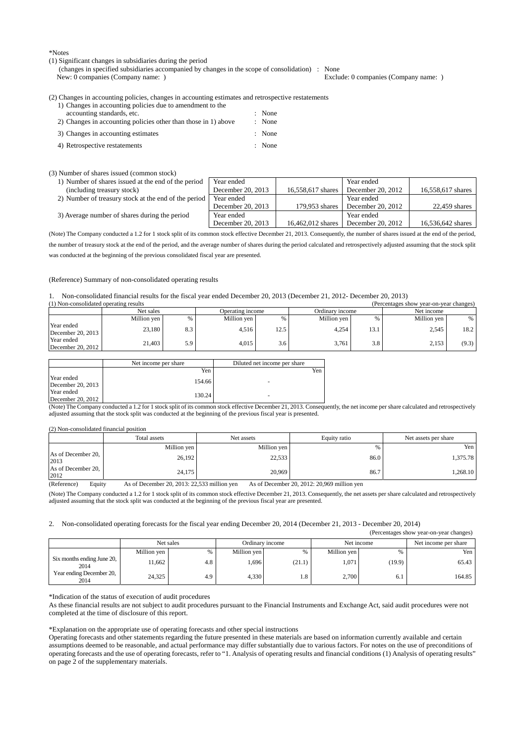*Notes

(1) Significant changes in subsidiaries during the period
(changes in specified subsidiaries accompanied by changes in the scope of consolidation) : None
New: 0 companies (Company name: ) Exclude: 0 companies (Company name: )

(2) Changes in accounting policies, changes in accounting estimates and retrospective restatements

1) Changes in accounting policies due to amendment to the accounting standards, etc. : None
2) Changes in accounting policies other than those in 1) above : None
3) Changes in accounting estimates : None
4) Retrospective restatements : None

(3) Number of shares issued (common stock)

| | | | | |
|---|---|---|---|---|
| 1) Number of shares issued at the end of the period (including treasury stock) | Year ended December 20, 2013 | 16,558,617 shares | Year ended December 20, 2012 | 16,558,617 shares |
| 2) Number of treasury stock at the end of the period | Year ended December 20, 2013 | 179,953 shares | Year ended December 20, 2012 | 22,459 shares |
| 3) Average number of shares during the period | Year ended December 20, 2013 | 16,462,012 shares | Year ended December 20, 2012 | 16,536,642 shares |

(Note) The Company conducted a 1.2 for 1 stock split of its common stock effective December 21, 2013. Consequently, the number of shares issued at the end of the period, the number of treasury stock at the end of the period, and the average number of shares during the period calculated and retrospectively adjusted assuming that the stock split was conducted at the beginning of the previous consolidated fiscal year are presented.

(Reference) Summary of non-consolidated operating results

1. Non-consolidated financial results for the fiscal year ended December 20, 2013 (December 21, 2012- December 20, 2013)

(1) Non-consolidated operating results (Percentages show year-on-year changes)

| | Net sales | | Operating income | | Ordinary income | | Net income | |
|---|---|---|---|---|---|---|---|---|
| | Million yen | % | Million yen | % | Million yen | % | Million yen | % |
| Year ended December 20, 2013 | 23,180 | 8.3 | 4,516 | 12.5 | 4,254 | 13.1 | 2,545 | 18.2 |
| Year ended December 20, 2012 | 21,403 | 5.9 | 4,015 | 3.6 | 3,761 | 3.8 | 2,153 | (9.3) |

| | Net income per share | Diluted net income per share |
|---|---|---|
| | Yen | Yen |
| Year ended December 20, 2013 | 154.66 | - |
| Year ended December 20, 2012 | 130.24 | - |

(Note) The Company conducted a 1.2 for 1 stock split of its common stock effective December 21, 2013. Consequently, the net income per share calculated and retrospectively adjusted assuming that the stock split was conducted at the beginning of the previous fiscal year is presented.

(2) Non-consolidated financial position

| | Total assets | Net assets | Equity ratio | Net assets per share |
|---|---|---|---|---|
| | Million yen | Million yen | % | Yen |
| As of December 20, 2013 | 26,192 | 22,533 | 86.0 | 1,375.78 |
| As of December 20, 2012 | 24,175 | 20,969 | 86.7 | 1,268.10 |

(Reference) Equity As of December 20, 2013: 22,533 million yen As of December 20, 2012: 20,969 million yen

(Note) The Company conducted a 1.2 for 1 stock split of its common stock effective December 21, 2013. Consequently, the net assets per share calculated and retrospectively adjusted assuming that the stock split was conducted at the beginning of the previous fiscal year are presented.

2. Non-consolidated operating forecasts for the fiscal year ending December 20, 2014 (December 21, 2013 - December 20, 2014)

(Percentages show year-on-year changes)

| | Net sales | | Ordinary income | | Net income | | Net income per share |
|---|---|---|---|---|---|---|---|
| | Million yen | % | Million yen | % | Million yen | % | Yen |
| Six months ending June 20, 2014 | 11,662 | 4.8 | 1,696 | (21.1) | 1,071 | (19.9) | 65.43 |
| Year ending December 20, 2014 | 24,325 | 4.9 | 4,330 | 1.8 | 2,700 | 6.1 | 164.85 |

*Indication of the status of execution of audit procedures

As these financial results are not subject to audit procedures pursuant to the Financial Instruments and Exchange Act, said audit procedures were not completed at the time of disclosure of this report.

*Explanation on the appropriate use of operating forecasts and other special instructions

Operating forecasts and other statements regarding the future presented in these materials are based on information currently available and certain assumptions deemed to be reasonable, and actual performance may differ substantially due to various factors. For notes on the use of preconditions of operating forecasts and the use of operating forecasts, refer to "1. Analysis of operating results and financial conditions (1) Analysis of operating results" on page 2 of the supplementary materials.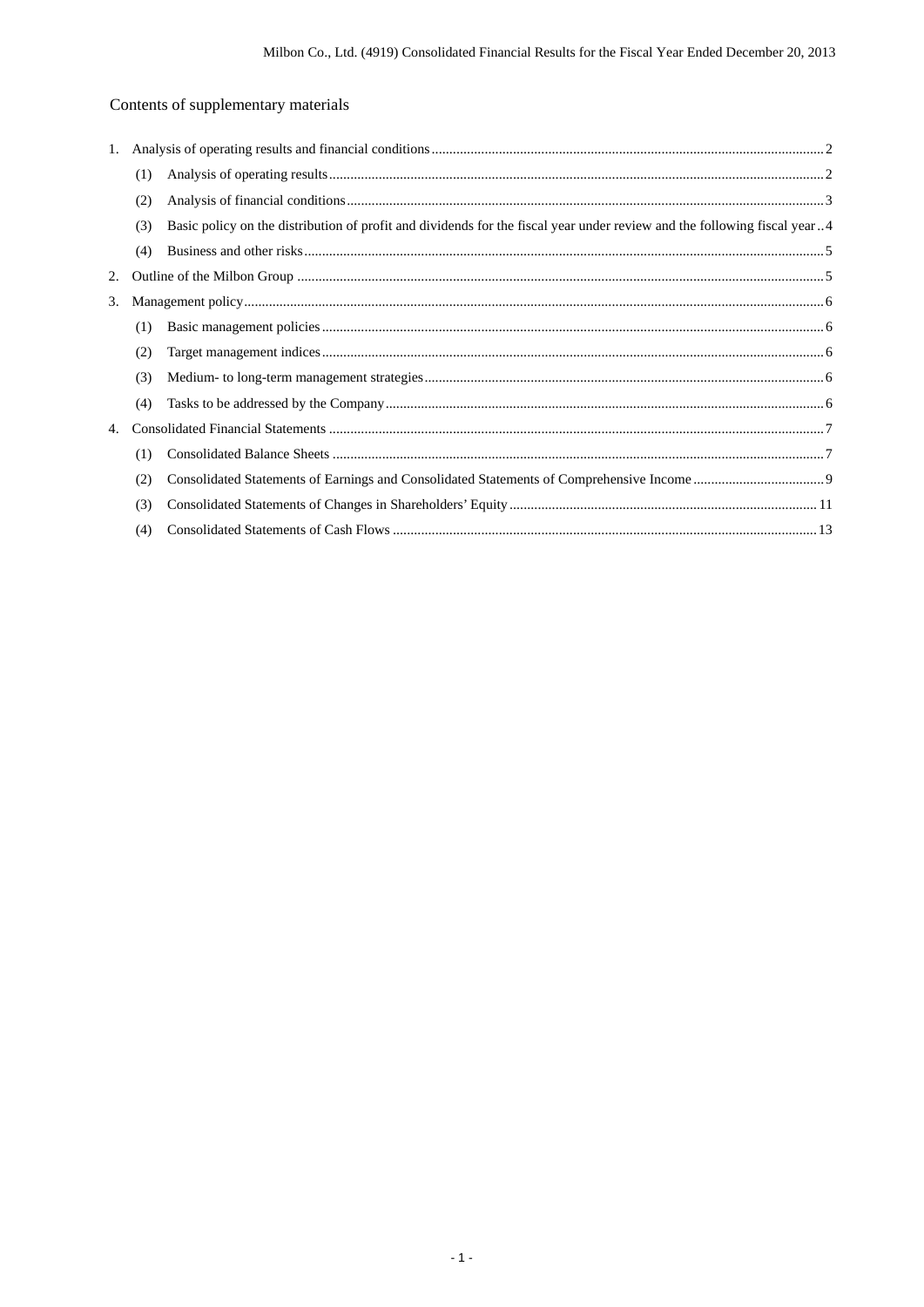## Contents of supplementary materials

1. Analysis of operating results and financial conditions .......... 2
   (1) Analysis of operating results .......... 2
   (2) Analysis of financial conditions .......... 3
   (3) Basic policy on the distribution of profit and dividends for the fiscal year under review and the following fiscal year .......... 4
   (4) Business and other risks .......... 5
2. Outline of the Milbon Group .......... 5
3. Management policy .......... 6
   (1) Basic management policies .......... 6
   (2) Target management indices .......... 6
   (3) Medium- to long-term management strategies .......... 6
   (4) Tasks to be addressed by the Company .......... 6
4. Consolidated Financial Statements .......... 7
   (1) Consolidated Balance Sheets .......... 7
   (2) Consolidated Statements of Earnings and Consolidated Statements of Comprehensive Income .......... 9
   (3) Consolidated Statements of Changes in Shareholders' Equity .......... 11
   (4) Consolidated Statements of Cash Flows .......... 13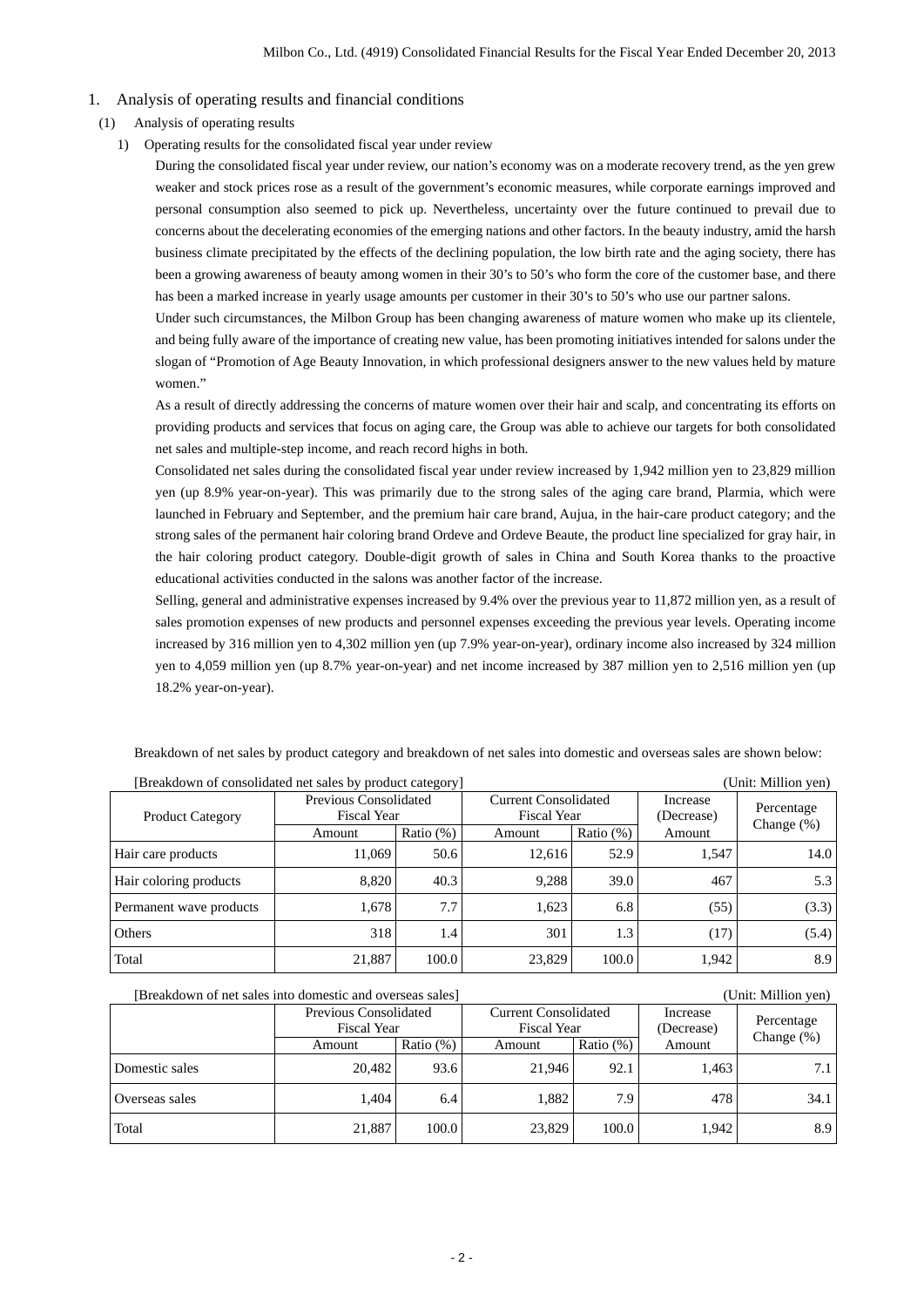## 1. Analysis of operating results and financial conditions

### (1) Analysis of operating results

#### 1) Operating results for the consolidated fiscal year under review

During the consolidated fiscal year under review, our nation's economy was on a moderate recovery trend, as the yen grew weaker and stock prices rose as a result of the government's economic measures, while corporate earnings improved and personal consumption also seemed to pick up. Nevertheless, uncertainty over the future continued to prevail due to concerns about the decelerating economies of the emerging nations and other factors. In the beauty industry, amid the harsh business climate precipitated by the effects of the declining population, the low birth rate and the aging society, there has been a growing awareness of beauty among women in their 30's to 50's who form the core of the customer base, and there has been a marked increase in yearly usage amounts per customer in their 30's to 50's who use our partner salons.

Under such circumstances, the Milbon Group has been changing awareness of mature women who make up its clientele, and being fully aware of the importance of creating new value, has been promoting initiatives intended for salons under the slogan of "Promotion of Age Beauty Innovation, in which professional designers answer to the new values held by mature women."

As a result of directly addressing the concerns of mature women over their hair and scalp, and concentrating its efforts on providing products and services that focus on aging care, the Group was able to achieve our targets for both consolidated net sales and multiple-step income, and reach record highs in both.

Consolidated net sales during the consolidated fiscal year under review increased by 1,942 million yen to 23,829 million yen (up 8.9% year-on-year). This was primarily due to the strong sales of the aging care brand, Plarmia, which were launched in February and September, and the premium hair care brand, Aujua, in the hair-care product category; and the strong sales of the permanent hair coloring brand Ordeve and Ordeve Beaute, the product line specialized for gray hair, in the hair coloring product category. Double-digit growth of sales in China and South Korea thanks to the proactive educational activities conducted in the salons was another factor of the increase.

Selling, general and administrative expenses increased by 9.4% over the previous year to 11,872 million yen, as a result of sales promotion expenses of new products and personnel expenses exceeding the previous year levels. Operating income increased by 316 million yen to 4,302 million yen (up 7.9% year-on-year), ordinary income also increased by 324 million yen to 4,059 million yen (up 8.7% year-on-year) and net income increased by 387 million yen to 2,516 million yen (up 18.2% year-on-year).

Breakdown of net sales by product category and breakdown of net sales into domestic and overseas sales are shown below:

[Breakdown of consolidated net sales by product category] (Unit: Million yen)

| Product Category | Previous Consolidated Fiscal Year | | Current Consolidated Fiscal Year | | Increase (Decrease) | Percentage Change (%) |
|---|---|---|---|---|---|---|
| | Amount | Ratio (%) | Amount | Ratio (%) | Amount | |
| Hair care products | 11,069 | 50.6 | 12,616 | 52.9 | 1,547 | 14.0 |
| Hair coloring products | 8,820 | 40.3 | 9,288 | 39.0 | 467 | 5.3 |
| Permanent wave products | 1,678 | 7.7 | 1,623 | 6.8 | (55) | (3.3) |
| Others | 318 | 1.4 | 301 | 1.3 | (17) | (5.4) |
| Total | 21,887 | 100.0 | 23,829 | 100.0 | 1,942 | 8.9 |

[Breakdown of net sales into domestic and overseas sales] (Unit: Million yen)

| | Previous Consolidated Fiscal Year | | Current Consolidated Fiscal Year | | Increase (Decrease) | Percentage Change (%) |
|---|---|---|---|---|---|---|
| | Amount | Ratio (%) | Amount | Ratio (%) | Amount | |
| Domestic sales | 20,482 | 93.6 | 21,946 | 92.1 | 1,463 | 7.1 |
| Overseas sales | 1,404 | 6.4 | 1,882 | 7.9 | 478 | 34.1 |
| Total | 21,887 | 100.0 | 23,829 | 100.0 | 1,942 | 8.9 |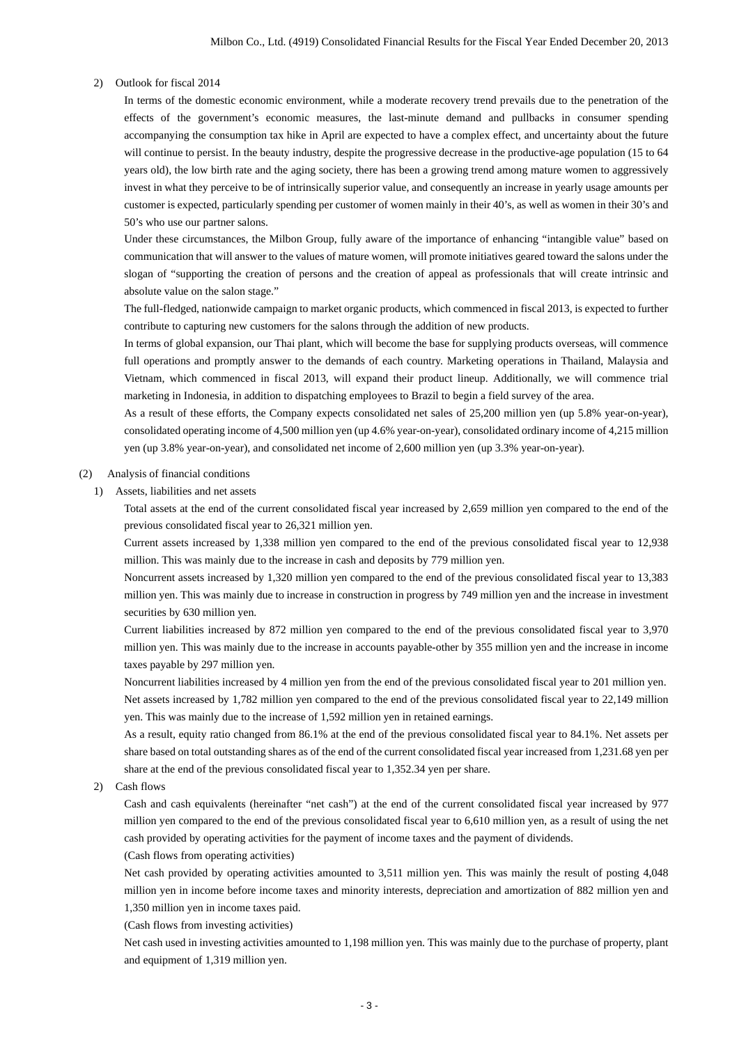2) Outlook for fiscal 2014

In terms of the domestic economic environment, while a moderate recovery trend prevails due to the penetration of the effects of the government's economic measures, the last-minute demand and pullbacks in consumer spending accompanying the consumption tax hike in April are expected to have a complex effect, and uncertainty about the future will continue to persist. In the beauty industry, despite the progressive decrease in the productive-age population (15 to 64 years old), the low birth rate and the aging society, there has been a growing trend among mature women to aggressively invest in what they perceive to be of intrinsically superior value, and consequently an increase in yearly usage amounts per customer is expected, particularly spending per customer of women mainly in their 40's, as well as women in their 30's and 50's who use our partner salons.

Under these circumstances, the Milbon Group, fully aware of the importance of enhancing "intangible value" based on communication that will answer to the values of mature women, will promote initiatives geared toward the salons under the slogan of "supporting the creation of persons and the creation of appeal as professionals that will create intrinsic and absolute value on the salon stage."

The full-fledged, nationwide campaign to market organic products, which commenced in fiscal 2013, is expected to further contribute to capturing new customers for the salons through the addition of new products.

In terms of global expansion, our Thai plant, which will become the base for supplying products overseas, will commence full operations and promptly answer to the demands of each country. Marketing operations in Thailand, Malaysia and Vietnam, which commenced in fiscal 2013, will expand their product lineup. Additionally, we will commence trial marketing in Indonesia, in addition to dispatching employees to Brazil to begin a field survey of the area.

As a result of these efforts, the Company expects consolidated net sales of 25,200 million yen (up 5.8% year-on-year), consolidated operating income of 4,500 million yen (up 4.6% year-on-year), consolidated ordinary income of 4,215 million yen (up 3.8% year-on-year), and consolidated net income of 2,600 million yen (up 3.3% year-on-year).

(2) Analysis of financial conditions

1) Assets, liabilities and net assets

Total assets at the end of the current consolidated fiscal year increased by 2,659 million yen compared to the end of the previous consolidated fiscal year to 26,321 million yen.

Current assets increased by 1,338 million yen compared to the end of the previous consolidated fiscal year to 12,938 million. This was mainly due to the increase in cash and deposits by 779 million yen.

Noncurrent assets increased by 1,320 million yen compared to the end of the previous consolidated fiscal year to 13,383 million yen. This was mainly due to increase in construction in progress by 749 million yen and the increase in investment securities by 630 million yen.

Current liabilities increased by 872 million yen compared to the end of the previous consolidated fiscal year to 3,970 million yen. This was mainly due to the increase in accounts payable-other by 355 million yen and the increase in income taxes payable by 297 million yen.

Noncurrent liabilities increased by 4 million yen from the end of the previous consolidated fiscal year to 201 million yen.

Net assets increased by 1,782 million yen compared to the end of the previous consolidated fiscal year to 22,149 million yen. This was mainly due to the increase of 1,592 million yen in retained earnings.

As a result, equity ratio changed from 86.1% at the end of the previous consolidated fiscal year to 84.1%. Net assets per share based on total outstanding shares as of the end of the current consolidated fiscal year increased from 1,231.68 yen per share at the end of the previous consolidated fiscal year to 1,352.34 yen per share.

2) Cash flows

Cash and cash equivalents (hereinafter "net cash") at the end of the current consolidated fiscal year increased by 977 million yen compared to the end of the previous consolidated fiscal year to 6,610 million yen, as a result of using the net cash provided by operating activities for the payment of income taxes and the payment of dividends.

(Cash flows from operating activities)

Net cash provided by operating activities amounted to 3,511 million yen. This was mainly the result of posting 4,048 million yen in income before income taxes and minority interests, depreciation and amortization of 882 million yen and 1,350 million yen in income taxes paid.

(Cash flows from investing activities)

Net cash used in investing activities amounted to 1,198 million yen. This was mainly due to the purchase of property, plant and equipment of 1,319 million yen.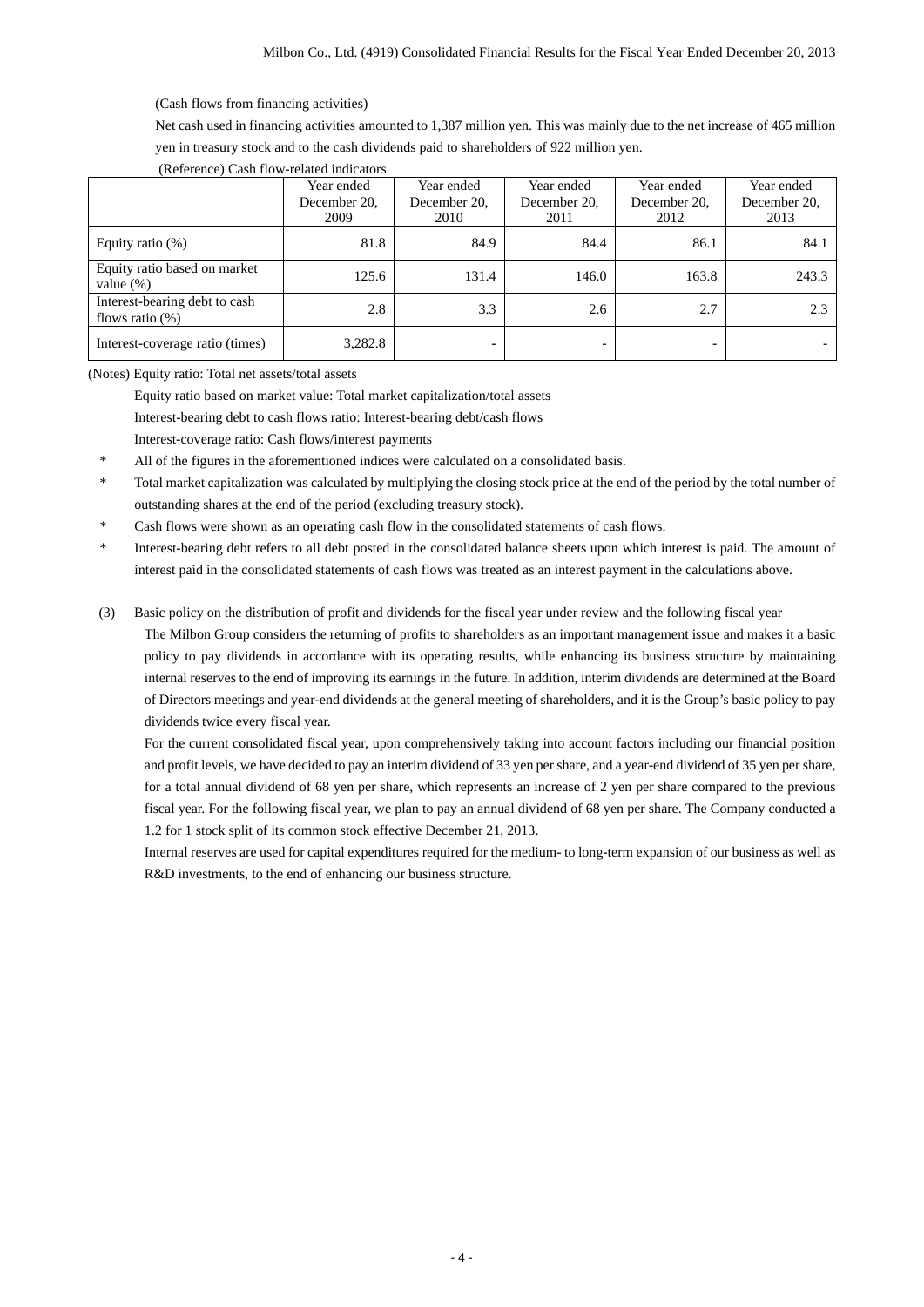(Cash flows from financing activities)

Net cash used in financing activities amounted to 1,387 million yen. This was mainly due to the net increase of 465 million yen in treasury stock and to the cash dividends paid to shareholders of 922 million yen.

(Reference) Cash flow-related indicators

| | Year ended December 20, 2009 | Year ended December 20, 2010 | Year ended December 20, 2011 | Year ended December 20, 2012 | Year ended December 20, 2013 |
|---|---|---|---|---|---|
| Equity ratio (%) | 81.8 | 84.9 | 84.4 | 86.1 | 84.1 |
| Equity ratio based on market value (%) | 125.6 | 131.4 | 146.0 | 163.8 | 243.3 |
| Interest-bearing debt to cash flows ratio (%) | 2.8 | 3.3 | 2.6 | 2.7 | 2.3 |
| Interest-coverage ratio (times) | 3,282.8 | - | - | - | - |

(Notes) Equity ratio: Total net assets/total assets

Equity ratio based on market value: Total market capitalization/total assets

Interest-bearing debt to cash flows ratio: Interest-bearing debt/cash flows

Interest-coverage ratio: Cash flows/interest payments

\* All of the figures in the aforementioned indices were calculated on a consolidated basis.

\* Total market capitalization was calculated by multiplying the closing stock price at the end of the period by the total number of outstanding shares at the end of the period (excluding treasury stock).

\* Cash flows were shown as an operating cash flow in the consolidated statements of cash flows.

\* Interest-bearing debt refers to all debt posted in the consolidated balance sheets upon which interest is paid. The amount of interest paid in the consolidated statements of cash flows was treated as an interest payment in the calculations above.

(3) Basic policy on the distribution of profit and dividends for the fiscal year under review and the following fiscal year

The Milbon Group considers the returning of profits to shareholders as an important management issue and makes it a basic policy to pay dividends in accordance with its operating results, while enhancing its business structure by maintaining internal reserves to the end of improving its earnings in the future. In addition, interim dividends are determined at the Board of Directors meetings and year-end dividends at the general meeting of shareholders, and it is the Group's basic policy to pay dividends twice every fiscal year.

For the current consolidated fiscal year, upon comprehensively taking into account factors including our financial position and profit levels, we have decided to pay an interim dividend of 33 yen per share, and a year-end dividend of 35 yen per share, for a total annual dividend of 68 yen per share, which represents an increase of 2 yen per share compared to the previous fiscal year. For the following fiscal year, we plan to pay an annual dividend of 68 yen per share. The Company conducted a 1.2 for 1 stock split of its common stock effective December 21, 2013.

Internal reserves are used for capital expenditures required for the medium- to long-term expansion of our business as well as R&D investments, to the end of enhancing our business structure.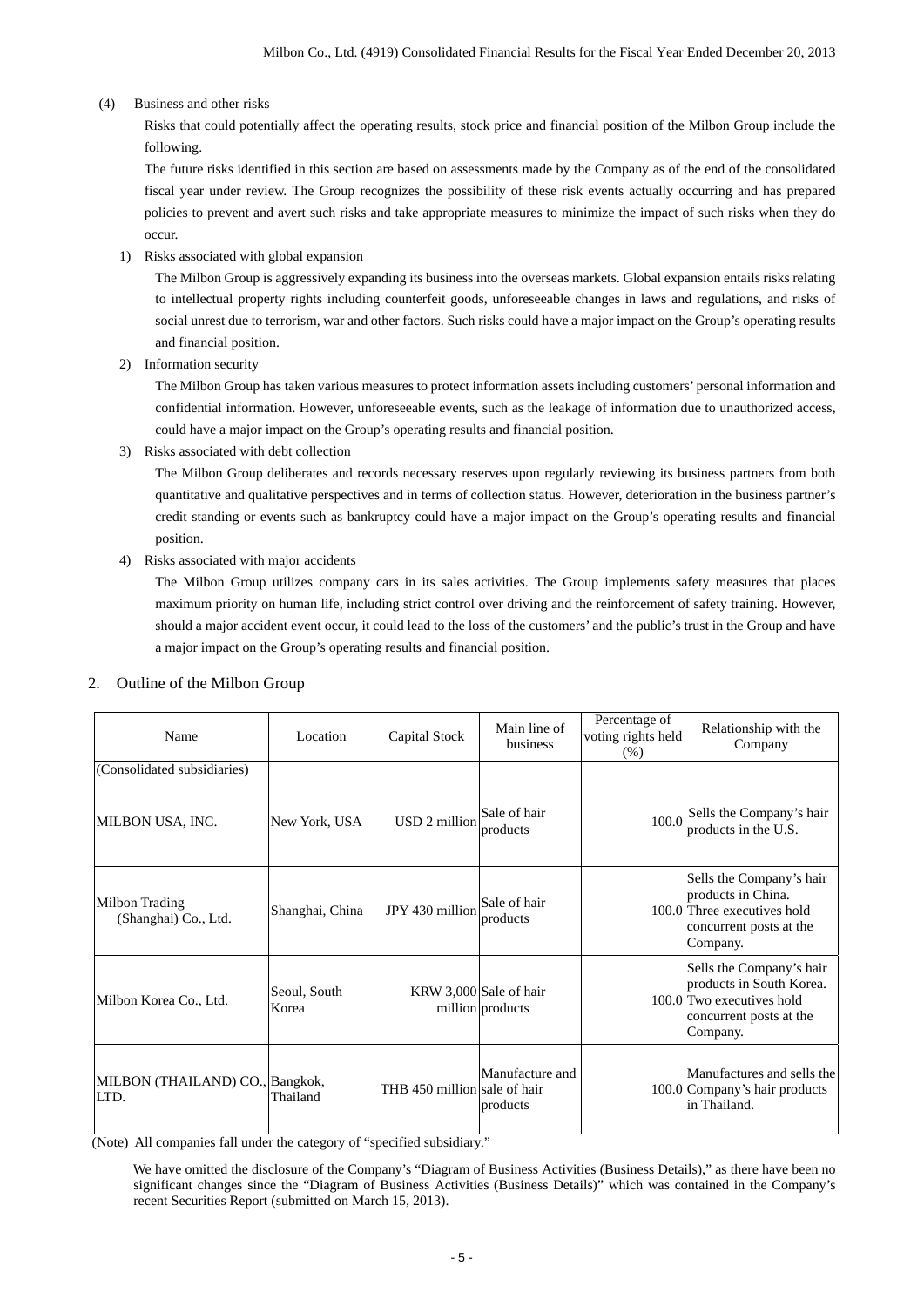(4) Business and other risks

Risks that could potentially affect the operating results, stock price and financial position of the Milbon Group include the following.

The future risks identified in this section are based on assessments made by the Company as of the end of the consolidated fiscal year under review. The Group recognizes the possibility of these risk events actually occurring and has prepared policies to prevent and avert such risks and take appropriate measures to minimize the impact of such risks when they do occur.

1) Risks associated with global expansion

The Milbon Group is aggressively expanding its business into the overseas markets. Global expansion entails risks relating to intellectual property rights including counterfeit goods, unforeseeable changes in laws and regulations, and risks of social unrest due to terrorism, war and other factors. Such risks could have a major impact on the Group's operating results and financial position.

2) Information security

The Milbon Group has taken various measures to protect information assets including customers' personal information and confidential information. However, unforeseeable events, such as the leakage of information due to unauthorized access, could have a major impact on the Group's operating results and financial position.

3) Risks associated with debt collection

The Milbon Group deliberates and records necessary reserves upon regularly reviewing its business partners from both quantitative and qualitative perspectives and in terms of collection status. However, deterioration in the business partner's credit standing or events such as bankruptcy could have a major impact on the Group's operating results and financial position.

4) Risks associated with major accidents

The Milbon Group utilizes company cars in its sales activities. The Group implements safety measures that places maximum priority on human life, including strict control over driving and the reinforcement of safety training. However, should a major accident event occur, it could lead to the loss of the customers' and the public's trust in the Group and have a major impact on the Group's operating results and financial position.

## 2. Outline of the Milbon Group

| Name | Location | Capital Stock | Main line of business | Percentage of voting rights held (%) | Relationship with the Company |
|---|---|---|---|---|---|
| (Consolidated subsidiaries) | | | | | |
| MILBON USA, INC. | New York, USA | USD 2 million | Sale of hair products | 100.0 | Sells the Company's hair products in the U.S. |
| Milbon Trading (Shanghai) Co., Ltd. | Shanghai, China | JPY 430 million | Sale of hair products | 100.0 | Sells the Company's hair products in China. Three executives hold concurrent posts at the Company. |
| Milbon Korea Co., Ltd. | Seoul, South Korea | KRW 3,000 million | Sale of hair products | 100.0 | Sells the Company's hair products in South Korea. Two executives hold concurrent posts at the Company. |
| MILBON (THAILAND) CO., LTD. | Bangkok, Thailand | THB 450 million | Manufacture and sale of hair products | 100.0 | Manufactures and sells the Company's hair products in Thailand. |

(Note) All companies fall under the category of "specified subsidiary."

We have omitted the disclosure of the Company's "Diagram of Business Activities (Business Details)," as there have been no significant changes since the "Diagram of Business Activities (Business Details)" which was contained in the Company's recent Securities Report (submitted on March 15, 2013).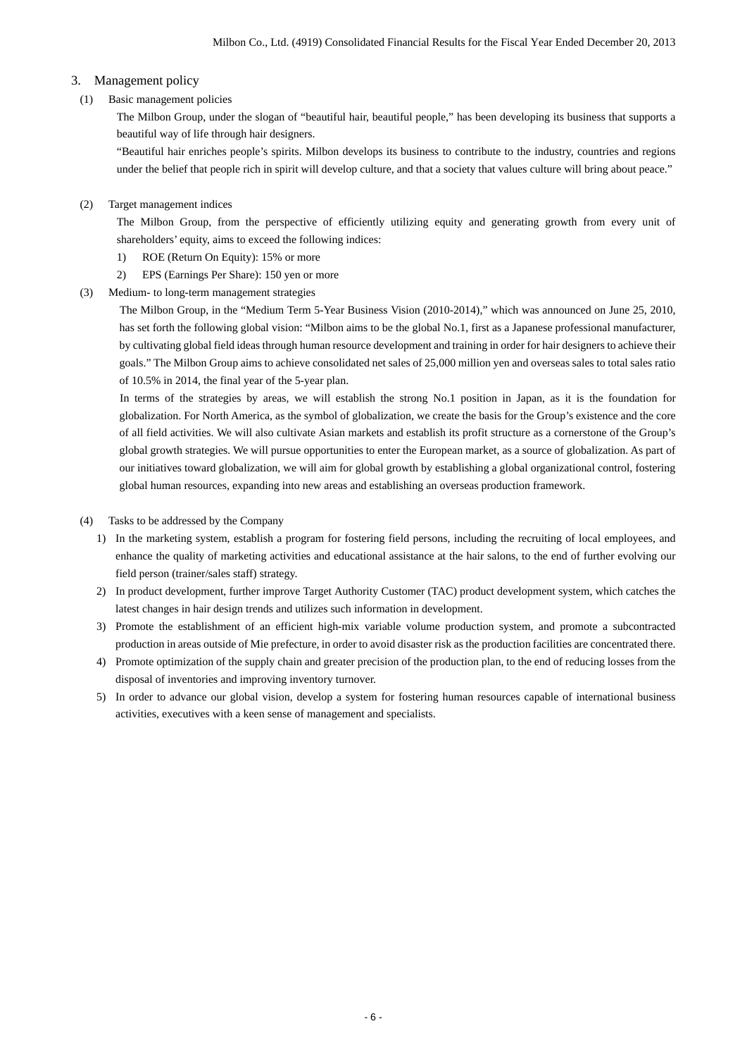## 3. Management policy

### (1) Basic management policies

The Milbon Group, under the slogan of "beautiful hair, beautiful people," has been developing its business that supports a beautiful way of life through hair designers.

"Beautiful hair enriches people's spirits. Milbon develops its business to contribute to the industry, countries and regions under the belief that people rich in spirit will develop culture, and that a society that values culture will bring about peace."

### (2) Target management indices

The Milbon Group, from the perspective of efficiently utilizing equity and generating growth from every unit of shareholders' equity, aims to exceed the following indices:

1) ROE (Return On Equity): 15% or more
2) EPS (Earnings Per Share): 150 yen or more

### (3) Medium- to long-term management strategies

The Milbon Group, in the "Medium Term 5-Year Business Vision (2010-2014)," which was announced on June 25, 2010, has set forth the following global vision: "Milbon aims to be the global No.1, first as a Japanese professional manufacturer, by cultivating global field ideas through human resource development and training in order for hair designers to achieve their goals." The Milbon Group aims to achieve consolidated net sales of 25,000 million yen and overseas sales to total sales ratio of 10.5% in 2014, the final year of the 5-year plan.

In terms of the strategies by areas, we will establish the strong No.1 position in Japan, as it is the foundation for globalization. For North America, as the symbol of globalization, we create the basis for the Group's existence and the core of all field activities. We will also cultivate Asian markets and establish its profit structure as a cornerstone of the Group's global growth strategies. We will pursue opportunities to enter the European market, as a source of globalization. As part of our initiatives toward globalization, we will aim for global growth by establishing a global organizational control, fostering global human resources, expanding into new areas and establishing an overseas production framework.

### (4) Tasks to be addressed by the Company

1) In the marketing system, establish a program for fostering field persons, including the recruiting of local employees, and enhance the quality of marketing activities and educational assistance at the hair salons, to the end of further evolving our field person (trainer/sales staff) strategy.
2) In product development, further improve Target Authority Customer (TAC) product development system, which catches the latest changes in hair design trends and utilizes such information in development.
3) Promote the establishment of an efficient high-mix variable volume production system, and promote a subcontracted production in areas outside of Mie prefecture, in order to avoid disaster risk as the production facilities are concentrated there.
4) Promote optimization of the supply chain and greater precision of the production plan, to the end of reducing losses from the disposal of inventories and improving inventory turnover.
5) In order to advance our global vision, develop a system for fostering human resources capable of international business activities, executives with a keen sense of management and specialists.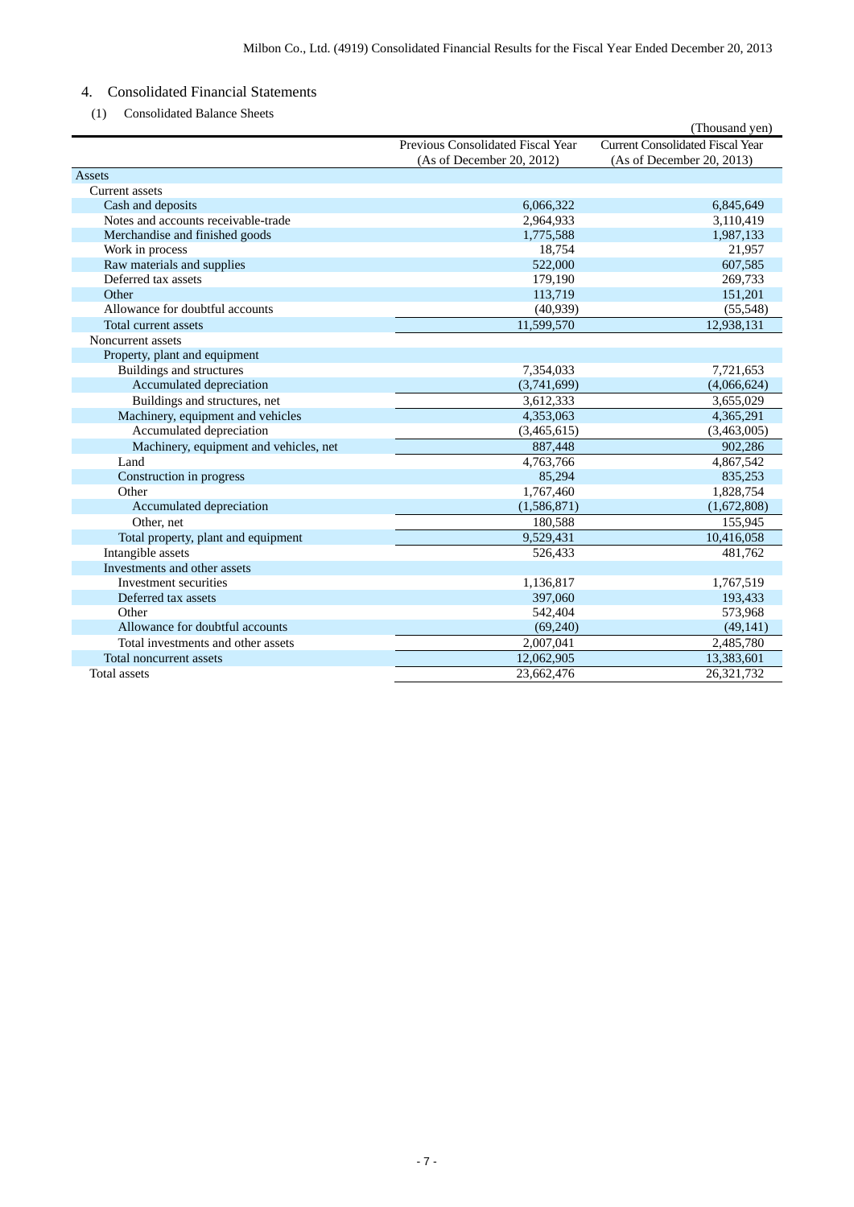## 4. Consolidated Financial Statements

### (1) Consolidated Balance Sheets

(Thousand yen)

| | Previous Consolidated Fiscal Year (As of December 20, 2012) | Current Consolidated Fiscal Year (As of December 20, 2013) |
|---|---|---|
| Assets | | |
| Current assets | | |
| Cash and deposits | 6,066,322 | 6,845,649 |
| Notes and accounts receivable-trade | 2,964,933 | 3,110,419 |
| Merchandise and finished goods | 1,775,588 | 1,987,133 |
| Work in process | 18,754 | 21,957 |
| Raw materials and supplies | 522,000 | 607,585 |
| Deferred tax assets | 179,190 | 269,733 |
| Other | 113,719 | 151,201 |
| Allowance for doubtful accounts | (40,939) | (55,548) |
| Total current assets | 11,599,570 | 12,938,131 |
| Noncurrent assets | | |
| Property, plant and equipment | | |
| Buildings and structures | 7,354,033 | 7,721,653 |
| Accumulated depreciation | (3,741,699) | (4,066,624) |
| Buildings and structures, net | 3,612,333 | 3,655,029 |
| Machinery, equipment and vehicles | 4,353,063 | 4,365,291 |
| Accumulated depreciation | (3,465,615) | (3,463,005) |
| Machinery, equipment and vehicles, net | 887,448 | 902,286 |
| Land | 4,763,766 | 4,867,542 |
| Construction in progress | 85,294 | 835,253 |
| Other | 1,767,460 | 1,828,754 |
| Accumulated depreciation | (1,586,871) | (1,672,808) |
| Other, net | 180,588 | 155,945 |
| Total property, plant and equipment | 9,529,431 | 10,416,058 |
| Intangible assets | 526,433 | 481,762 |
| Investments and other assets | | |
| Investment securities | 1,136,817 | 1,767,519 |
| Deferred tax assets | 397,060 | 193,433 |
| Other | 542,404 | 573,968 |
| Allowance for doubtful accounts | (69,240) | (49,141) |
| Total investments and other assets | 2,007,041 | 2,485,780 |
| Total noncurrent assets | 12,062,905 | 13,383,601 |
| Total assets | 23,662,476 | 26,321,732 |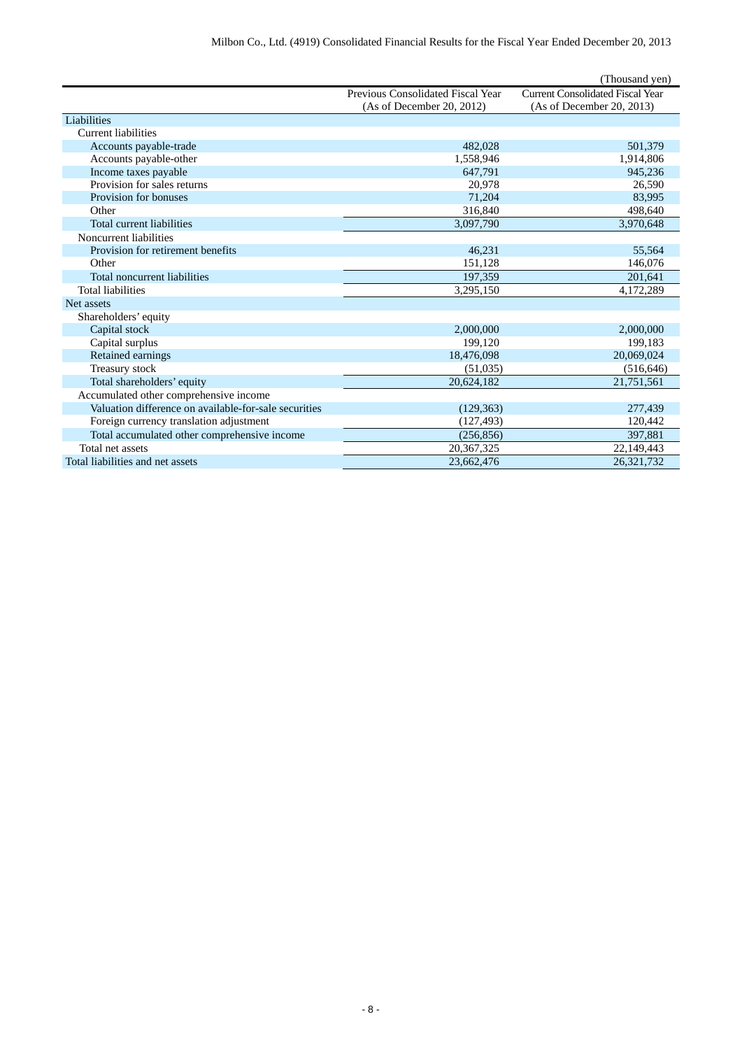(Thousand yen)

| | Previous Consolidated Fiscal Year (As of December 20, 2012) | Current Consolidated Fiscal Year (As of December 20, 2013) |
|---|---|---|
| Liabilities | | |
| Current liabilities | | |
| Accounts payable-trade | 482,028 | 501,379 |
| Accounts payable-other | 1,558,946 | 1,914,806 |
| Income taxes payable | 647,791 | 945,236 |
| Provision for sales returns | 20,978 | 26,590 |
| Provision for bonuses | 71,204 | 83,995 |
| Other | 316,840 | 498,640 |
| Total current liabilities | 3,097,790 | 3,970,648 |
| Noncurrent liabilities | | |
| Provision for retirement benefits | 46,231 | 55,564 |
| Other | 151,128 | 146,076 |
| Total noncurrent liabilities | 197,359 | 201,641 |
| Total liabilities | 3,295,150 | 4,172,289 |
| Net assets | | |
| Shareholders' equity | | |
| Capital stock | 2,000,000 | 2,000,000 |
| Capital surplus | 199,120 | 199,183 |
| Retained earnings | 18,476,098 | 20,069,024 |
| Treasury stock | (51,035) | (516,646) |
| Total shareholders' equity | 20,624,182 | 21,751,561 |
| Accumulated other comprehensive income | | |
| Valuation difference on available-for-sale securities | (129,363) | 277,439 |
| Foreign currency translation adjustment | (127,493) | 120,442 |
| Total accumulated other comprehensive income | (256,856) | 397,881 |
| Total net assets | 20,367,325 | 22,149,443 |
| Total liabilities and net assets | 23,662,476 | 26,321,732 |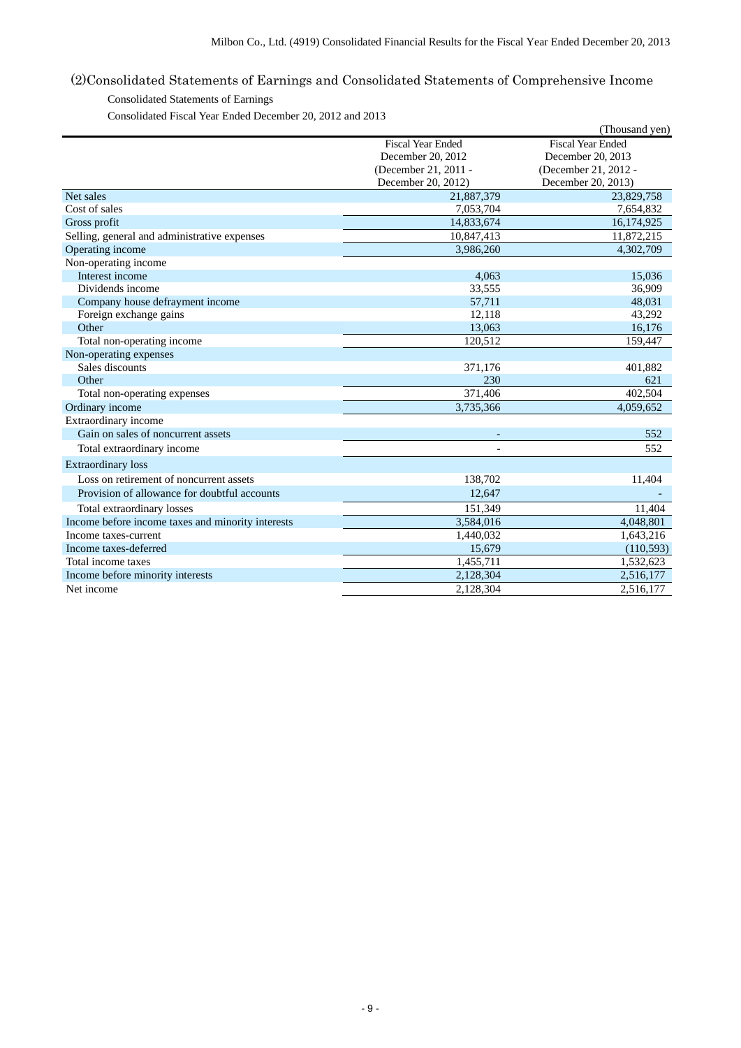## (2)Consolidated Statements of Earnings and Consolidated Statements of Comprehensive Income

Consolidated Statements of Earnings

Consolidated Fiscal Year Ended December 20, 2012 and 2013

(Thousand yen)

| | Fiscal Year Ended December 20, 2012 (December 21, 2011 - December 20, 2012) | Fiscal Year Ended December 20, 2013 (December 21, 2012 - December 20, 2013) |
|---|---|---|
| Net sales | 21,887,379 | 23,829,758 |
| Cost of sales | 7,053,704 | 7,654,832 |
| Gross profit | 14,833,674 | 16,174,925 |
| Selling, general and administrative expenses | 10,847,413 | 11,872,215 |
| Operating income | 3,986,260 | 4,302,709 |
| Non-operating income | | |
| Interest income | 4,063 | 15,036 |
| Dividends income | 33,555 | 36,909 |
| Company house defrayment income | 57,711 | 48,031 |
| Foreign exchange gains | 12,118 | 43,292 |
| Other | 13,063 | 16,176 |
| Total non-operating income | 120,512 | 159,447 |
| Non-operating expenses | | |
| Sales discounts | 371,176 | 401,882 |
| Other | 230 | 621 |
| Total non-operating expenses | 371,406 | 402,504 |
| Ordinary income | 3,735,366 | 4,059,652 |
| Extraordinary income | | |
| Gain on sales of noncurrent assets | - | 552 |
| Total extraordinary income | - | 552 |
| Extraordinary loss | | |
| Loss on retirement of noncurrent assets | 138,702 | 11,404 |
| Provision of allowance for doubtful accounts | 12,647 | - |
| Total extraordinary losses | 151,349 | 11,404 |
| Income before income taxes and minority interests | 3,584,016 | 4,048,801 |
| Income taxes-current | 1,440,032 | 1,643,216 |
| Income taxes-deferred | 15,679 | (110,593) |
| Total income taxes | 1,455,711 | 1,532,623 |
| Income before minority interests | 2,128,304 | 2,516,177 |
| Net income | 2,128,304 | 2,516,177 |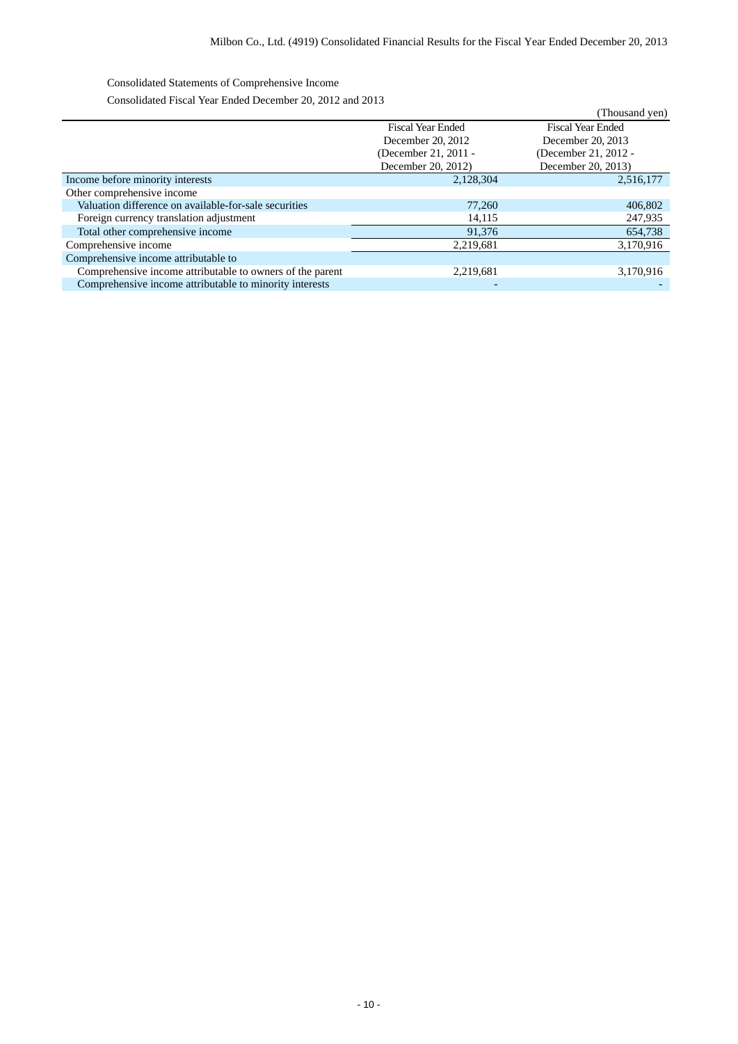Consolidated Statements of Comprehensive Income

Consolidated Fiscal Year Ended December 20, 2012 and 2013

(Thousand yen)

| | Fiscal Year Ended December 20, 2012 (December 21, 2011 - December 20, 2012) | Fiscal Year Ended December 20, 2013 (December 21, 2012 - December 20, 2013) |
|---|---|---|
| Income before minority interests | 2,128,304 | 2,516,177 |
| Other comprehensive income | | |
| Valuation difference on available-for-sale securities | 77,260 | 406,802 |
| Foreign currency translation adjustment | 14,115 | 247,935 |
| Total other comprehensive income | 91,376 | 654,738 |
| Comprehensive income | 2,219,681 | 3,170,916 |
| Comprehensive income attributable to | | |
| Comprehensive income attributable to owners of the parent | 2,219,681 | 3,170,916 |
| Comprehensive income attributable to minority interests | - | - |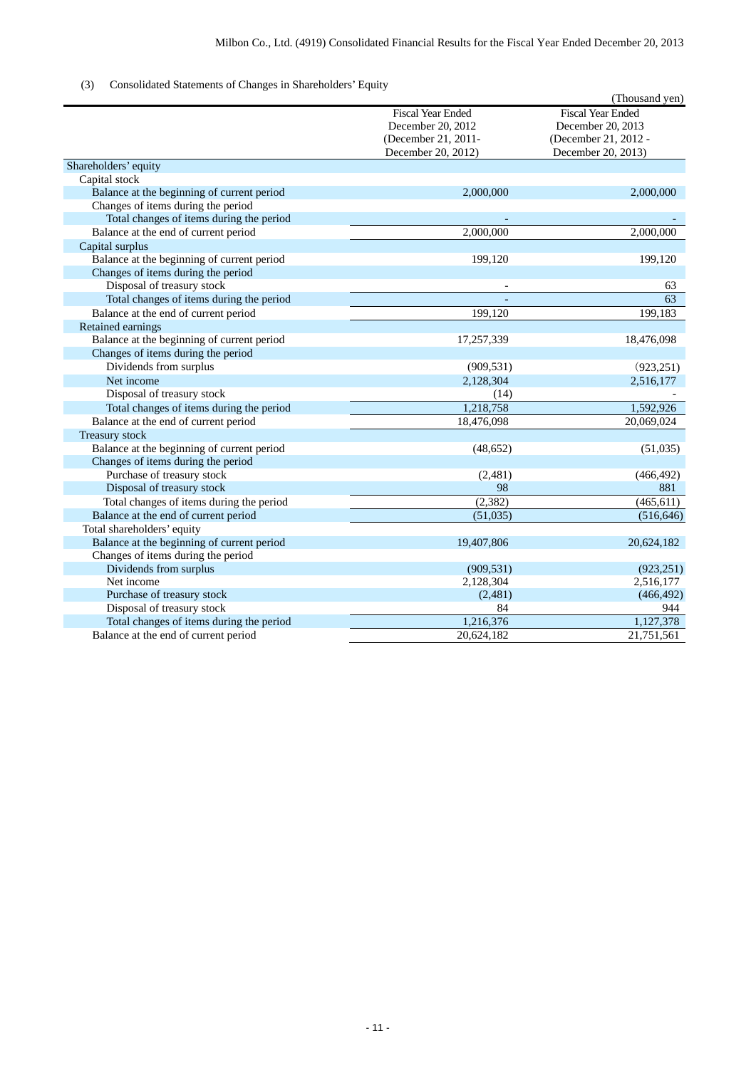(3) Consolidated Statements of Changes in Shareholders' Equity

(Thousand yen)

| | Fiscal Year Ended December 20, 2012 (December 21, 2011- December 20, 2012) | Fiscal Year Ended December 20, 2013 (December 21, 2012 - December 20, 2013) |
|---|---|---|
| Shareholders' equity | | |
| Capital stock | | |
| Balance at the beginning of current period | 2,000,000 | 2,000,000 |
| Changes of items during the period | | |
| Total changes of items during the period | - | - |
| Balance at the end of current period | 2,000,000 | 2,000,000 |
| Capital surplus | | |
| Balance at the beginning of current period | 199,120 | 199,120 |
| Changes of items during the period | | |
| Disposal of treasury stock | - | 63 |
| Total changes of items during the period | - | 63 |
| Balance at the end of current period | 199,120 | 199,183 |
| Retained earnings | | |
| Balance at the beginning of current period | 17,257,339 | 18,476,098 |
| Changes of items during the period | | |
| Dividends from surplus | (909,531) | (923,251) |
| Net income | 2,128,304 | 2,516,177 |
| Disposal of treasury stock | (14) | - |
| Total changes of items during the period | 1,218,758 | 1,592,926 |
| Balance at the end of current period | 18,476,098 | 20,069,024 |
| Treasury stock | | |
| Balance at the beginning of current period | (48,652) | (51,035) |
| Changes of items during the period | | |
| Purchase of treasury stock | (2,481) | (466,492) |
| Disposal of treasury stock | 98 | 881 |
| Total changes of items during the period | (2,382) | (465,611) |
| Balance at the end of current period | (51,035) | (516,646) |
| Total shareholders' equity | | |
| Balance at the beginning of current period | 19,407,806 | 20,624,182 |
| Changes of items during the period | | |
| Dividends from surplus | (909,531) | (923,251) |
| Net income | 2,128,304 | 2,516,177 |
| Purchase of treasury stock | (2,481) | (466,492) |
| Disposal of treasury stock | 84 | 944 |
| Total changes of items during the period | 1,216,376 | 1,127,378 |
| Balance at the end of current period | 20,624,182 | 21,751,561 |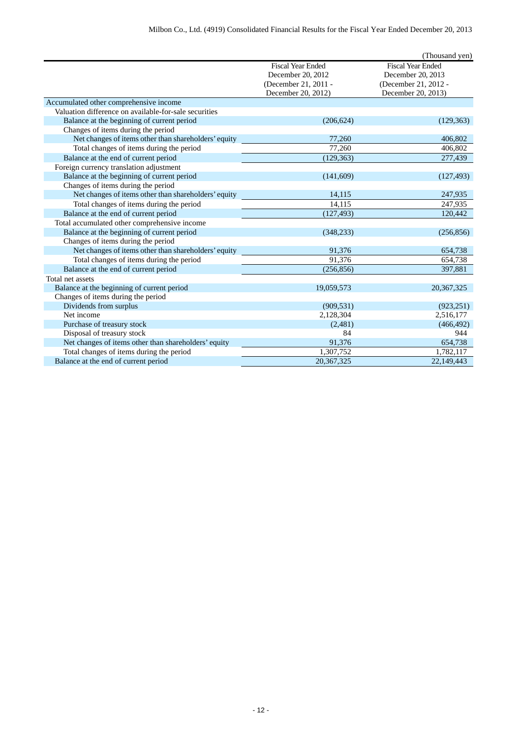(Thousand yen)

| | Fiscal Year Ended December 20, 2012 (December 21, 2011 - December 20, 2012) | Fiscal Year Ended December 20, 2013 (December 21, 2012 - December 20, 2013) |
|---|---|---|
| Accumulated other comprehensive income | | |
| Valuation difference on available-for-sale securities | | |
| Balance at the beginning of current period | (206,624) | (129,363) |
| Changes of items during the period | | |
| Net changes of items other than shareholders' equity | 77,260 | 406,802 |
| Total changes of items during the period | 77,260 | 406,802 |
| Balance at the end of current period | (129,363) | 277,439 |
| Foreign currency translation adjustment | | |
| Balance at the beginning of current period | (141,609) | (127,493) |
| Changes of items during the period | | |
| Net changes of items other than shareholders' equity | 14,115 | 247,935 |
| Total changes of items during the period | 14,115 | 247,935 |
| Balance at the end of current period | (127,493) | 120,442 |
| Total accumulated other comprehensive income | | |
| Balance at the beginning of current period | (348,233) | (256,856) |
| Changes of items during the period | | |
| Net changes of items other than shareholders' equity | 91,376 | 654,738 |
| Total changes of items during the period | 91,376 | 654,738 |
| Balance at the end of current period | (256,856) | 397,881 |
| Total net assets | | |
| Balance at the beginning of current period | 19,059,573 | 20,367,325 |
| Changes of items during the period | | |
| Dividends from surplus | (909,531) | (923,251) |
| Net income | 2,128,304 | 2,516,177 |
| Purchase of treasury stock | (2,481) | (466,492) |
| Disposal of treasury stock | 84 | 944 |
| Net changes of items other than shareholders' equity | 91,376 | 654,738 |
| Total changes of items during the period | 1,307,752 | 1,782,117 |
| Balance at the end of current period | 20,367,325 | 22,149,443 |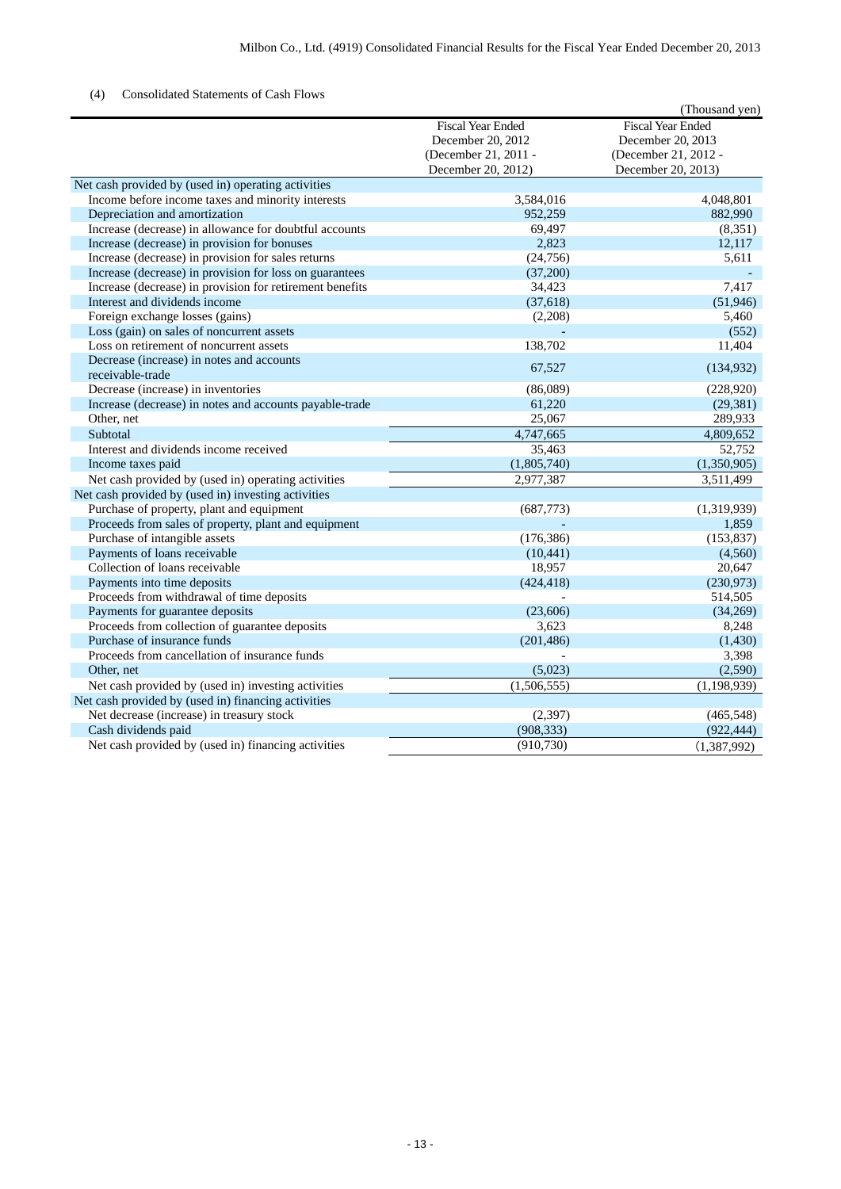### (4) Consolidated Statements of Cash Flows

(Thousand yen)

| | Fiscal Year Ended December 20, 2012 (December 21, 2011 - December 20, 2012) | Fiscal Year Ended December 20, 2013 (December 21, 2012 - December 20, 2013) |
|---|---|---|
| Net cash provided by (used in) operating activities | | |
| Income before income taxes and minority interests | 3,584,016 | 4,048,801 |
| Depreciation and amortization | 952,259 | 882,990 |
| Increase (decrease) in allowance for doubtful accounts | 69,497 | (8,351) |
| Increase (decrease) in provision for bonuses | 2,823 | 12,117 |
| Increase (decrease) in provision for sales returns | (24,756) | 5,611 |
| Increase (decrease) in provision for loss on guarantees | (37,200) | - |
| Increase (decrease) in provision for retirement benefits | 34,423 | 7,417 |
| Interest and dividends income | (37,618) | (51,946) |
| Foreign exchange losses (gains) | (2,208) | 5,460 |
| Loss (gain) on sales of noncurrent assets | - | (552) |
| Loss on retirement of noncurrent assets | 138,702 | 11,404 |
| Decrease (increase) in notes and accounts receivable-trade | 67,527 | (134,932) |
| Decrease (increase) in inventories | (86,089) | (228,920) |
| Increase (decrease) in notes and accounts payable-trade | 61,220 | (29,381) |
| Other, net | 25,067 | 289,933 |
| Subtotal | 4,747,665 | 4,809,652 |
| Interest and dividends income received | 35,463 | 52,752 |
| Income taxes paid | (1,805,740) | (1,350,905) |
| Net cash provided by (used in) operating activities | 2,977,387 | 3,511,499 |
| Net cash provided by (used in) investing activities | | |
| Purchase of property, plant and equipment | (687,773) | (1,319,939) |
| Proceeds from sales of property, plant and equipment | - | 1,859 |
| Purchase of intangible assets | (176,386) | (153,837) |
| Payments of loans receivable | (10,441) | (4,560) |
| Collection of loans receivable | 18,957 | 20,647 |
| Payments into time deposits | (424,418) | (230,973) |
| Proceeds from withdrawal of time deposits | - | 514,505 |
| Payments for guarantee deposits | (23,606) | (34,269) |
| Proceeds from collection of guarantee deposits | 3,623 | 8,248 |
| Purchase of insurance funds | (201,486) | (1,430) |
| Proceeds from cancellation of insurance funds | - | 3,398 |
| Other, net | (5,023) | (2,590) |
| Net cash provided by (used in) investing activities | (1,506,555) | (1,198,939) |
| Net cash provided by (used in) financing activities | | |
| Net decrease (increase) in treasury stock | (2,397) | (465,548) |
| Cash dividends paid | (908,333) | (922,444) |
| Net cash provided by (used in) financing activities | (910,730) | (1,387,992) |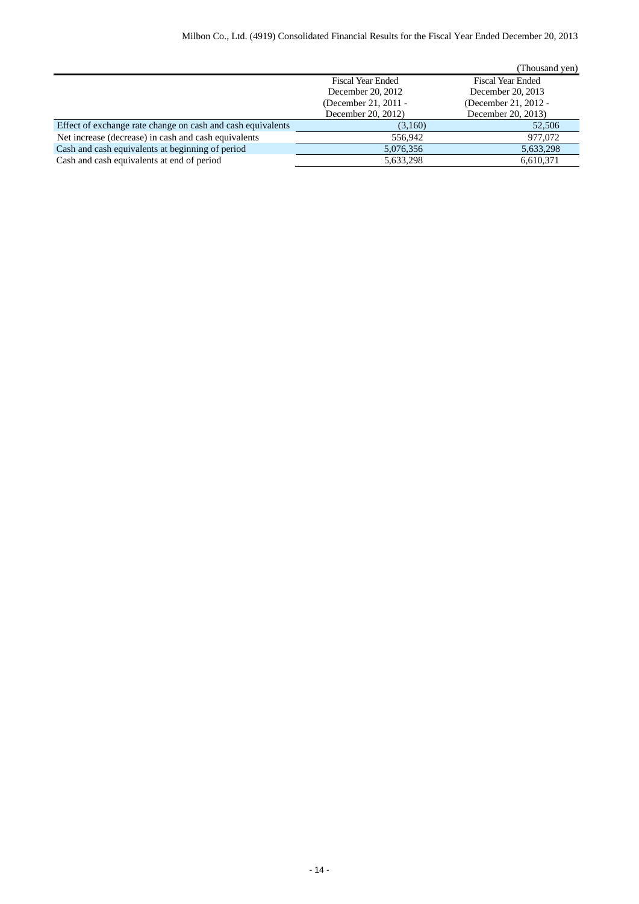(Thousand yen)

| | Fiscal Year Ended December 20, 2012 (December 21, 2011 - December 20, 2012) | Fiscal Year Ended December 20, 2013 (December 21, 2012 - December 20, 2013) |
|---|---|---|
| Effect of exchange rate change on cash and cash equivalents | (3,160) | 52,506 |
| Net increase (decrease) in cash and cash equivalents | 556,942 | 977,072 |
| Cash and cash equivalents at beginning of period | 5,076,356 | 5,633,298 |
| Cash and cash equivalents at end of period | 5,633,298 | 6,610,371 |